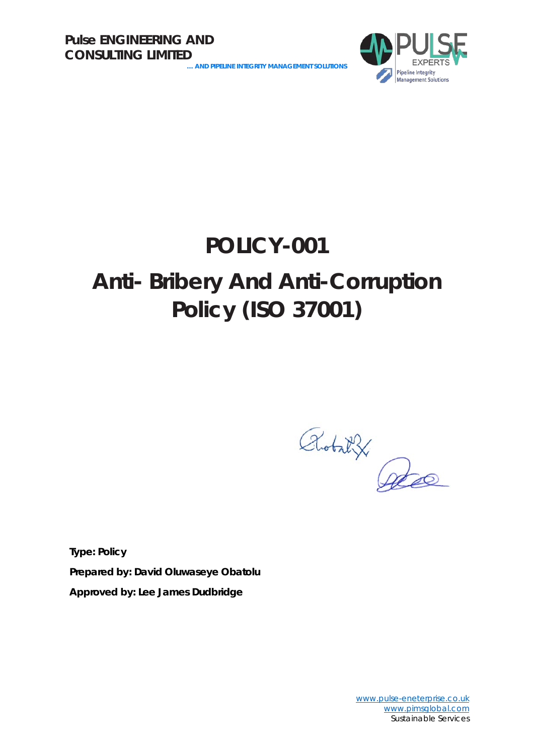**Pulse ENGINEERING AND CONSULTING LIMITED**

**... AND PIPELINE INTEGRITY MANAGEMENT SOLUTIONS**

# POLICY-001

# Anti- Bribery And Anti-Corruption Policy (ISO 37001)

**Type: Policy**

**Prepared by: David Oluwaseye Obatolu**

**Approved by: Lee James Dudbridge**

www.pulse-eneterprise.co.uk
www.pimsglobal.com
Sustainable Services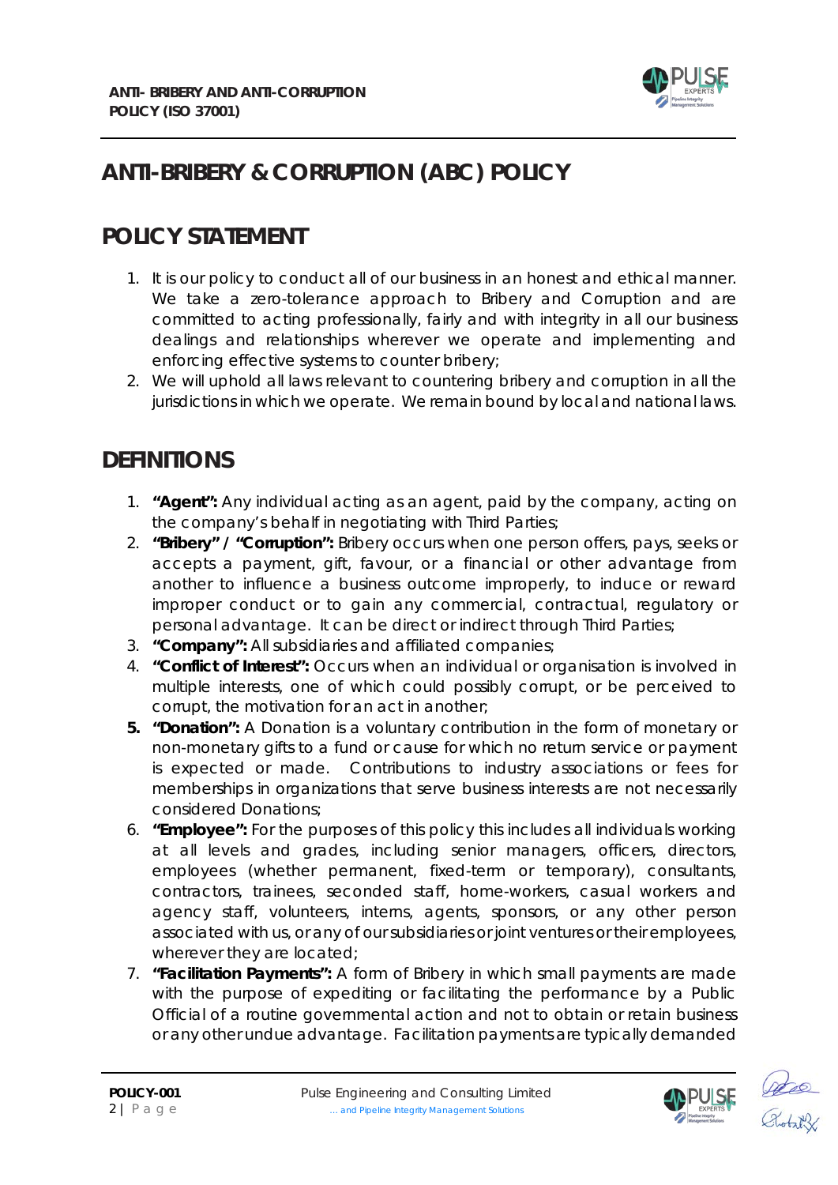# ANTI-BRIBERY & CORRUPTION (ABC) POLICY

## POLICY STATEMENT

1. It is our policy to conduct all of our business in an honest and ethical manner. We take a zero-tolerance approach to Bribery and Corruption and are committed to acting professionally, fairly and with integrity in all our business dealings and relationships wherever we operate and implementing and enforcing effective systems to counter bribery;
2. We will uphold all laws relevant to countering bribery and corruption in all the jurisdictions in which we operate. We remain bound by local and national laws.

## DEFINITIONS

1. **"Agent":** Any individual acting as an agent, paid by the company, acting on the company's behalf in negotiating with Third Parties;
2. **"Bribery" / "Corruption":** Bribery occurs when one person offers, pays, seeks or accepts a payment, gift, favour, or a financial or other advantage from another to influence a business outcome improperly, to induce or reward improper conduct or to gain any commercial, contractual, regulatory or personal advantage. It can be direct or indirect through Third Parties;
3. **"Company":** All subsidiaries and affiliated companies;
4. **"Conflict of Interest":** Occurs when an individual or organisation is involved in multiple interests, one of which could possibly corrupt, or be perceived to corrupt, the motivation for an act in another;
5. **"Donation":** A Donation is a voluntary contribution in the form of monetary or non-monetary gifts to a fund or cause for which no return service or payment is expected or made. Contributions to industry associations or fees for memberships in organizations that serve business interests are not necessarily considered Donations;
6. **"Employee":** For the purposes of this policy this includes all individuals working at all levels and grades, including senior managers, officers, directors, employees (whether permanent, fixed-term or temporary), consultants, contractors, trainees, seconded staff, home-workers, casual workers and agency staff, volunteers, interns, agents, sponsors, or any other person associated with us, or any of our subsidiaries or joint ventures or their employees, wherever they are located;
7. **"Facilitation Payments":** A form of Bribery in which small payments are made with the purpose of expediting or facilitating the performance by a Public Official of a routine governmental action and not to obtain or retain business or any other undue advantage. Facilitation payments are typically demanded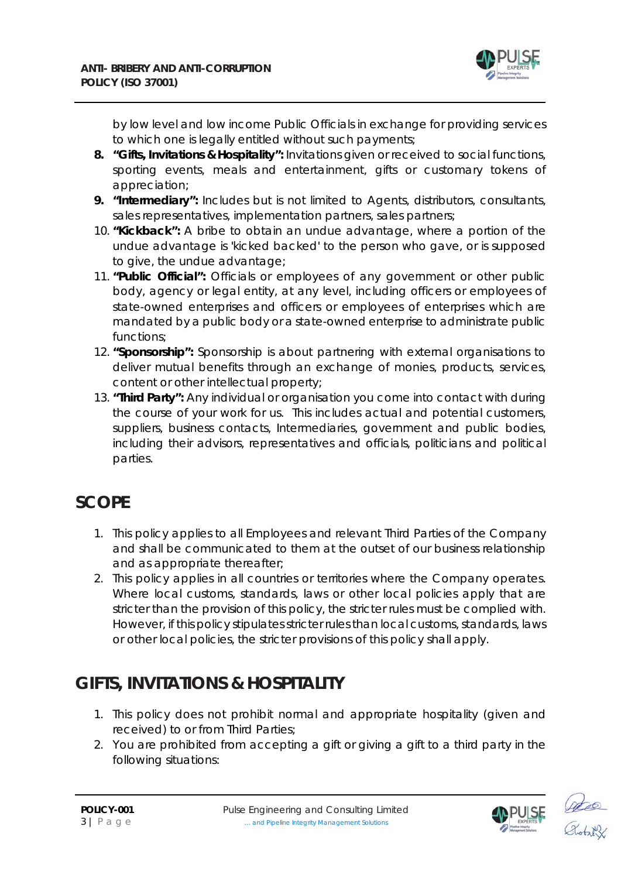by low level and low income Public Officials in exchange for providing services to which one is legally entitled without such payments;

8. **"Gifts, Invitations & Hospitality":** Invitations given or received to social functions, sporting events, meals and entertainment, gifts or customary tokens of appreciation;
9. **"Intermediary":** Includes but is not limited to Agents, distributors, consultants, sales representatives, implementation partners, sales partners;
10. **"Kickback":** A bribe to obtain an undue advantage, where a portion of the undue advantage is 'kicked backed' to the person who gave, or is supposed to give, the undue advantage;
11. **"Public Official":** Officials or employees of any government or other public body, agency or legal entity, at any level, including officers or employees of state-owned enterprises and officers or employees of enterprises which are mandated by a public body or a state-owned enterprise to administrate public functions;
12. **"Sponsorship":** Sponsorship is about partnering with external organisations to deliver mutual benefits through an exchange of monies, products, services, content or other intellectual property;
13. **"Third Party":** Any individual or organisation you come into contact with during the course of your work for us. This includes actual and potential customers, suppliers, business contacts, Intermediaries, government and public bodies, including their advisors, representatives and officials, politicians and political parties.

## SCOPE

1. This policy applies to all Employees and relevant Third Parties of the Company and shall be communicated to them at the outset of our business relationship and as appropriate thereafter;
2. This policy applies in all countries or territories where the Company operates. Where local customs, standards, laws or other local policies apply that are stricter than the provision of this policy, the stricter rules must be complied with. However, if this policy stipulates stricter rules than local customs, standards, laws or other local policies, the stricter provisions of this policy shall apply.

## GIFTS, INVITATIONS & HOSPITALITY

1. This policy does not prohibit normal and appropriate hospitality (given and received) to or from Third Parties;
2. You are prohibited from accepting a gift or giving a gift to a third party in the following situations: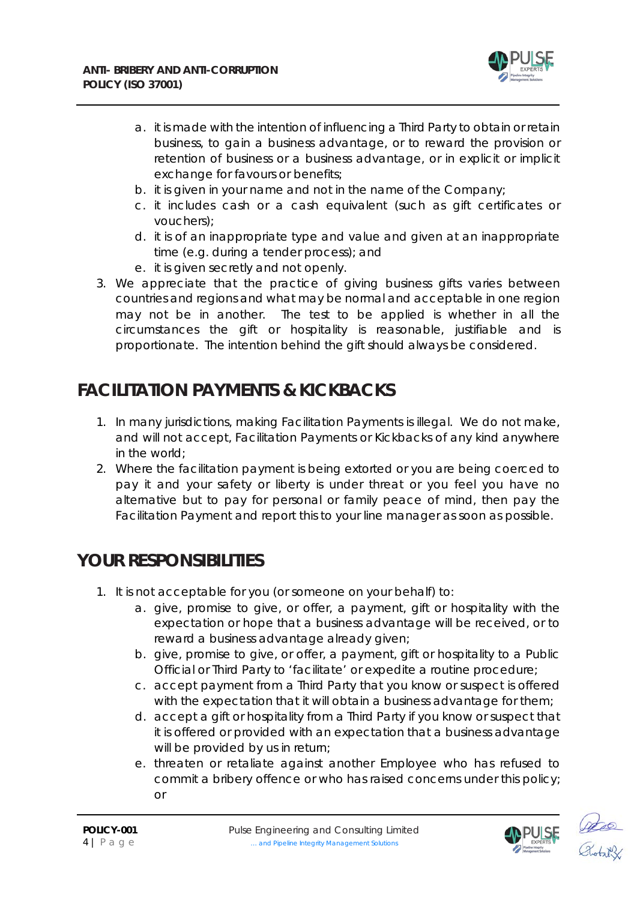a. it is made with the intention of influencing a Third Party to obtain or retain business, to gain a business advantage, or to reward the provision or retention of business or a business advantage, or in explicit or implicit exchange for favours or benefits;
b. it is given in your name and not in the name of the Company;
c. it includes cash or a cash equivalent (such as gift certificates or vouchers);
d. it is of an inappropriate type and value and given at an inappropriate time (e.g. during a tender process); and
e. it is given secretly and not openly.

3. We appreciate that the practice of giving business gifts varies between countries and regions and what may be normal and acceptable in one region may not be in another. The test to be applied is whether in all the circumstances the gift or hospitality is reasonable, justifiable and is proportionate. The intention behind the gift should always be considered.

## FACILITATION PAYMENTS & KICKBACKS

1. In many jurisdictions, making Facilitation Payments is illegal. We do not make, and will not accept, Facilitation Payments or Kickbacks of any kind anywhere in the world;
2. Where the facilitation payment is being extorted or you are being coerced to pay it and your safety or liberty is under threat or you feel you have no alternative but to pay for personal or family peace of mind, then pay the Facilitation Payment and report this to your line manager as soon as possible.

## YOUR RESPONSIBILITIES

1. It is not acceptable for you (or someone on your behalf) to:
   a. give, promise to give, or offer, a payment, gift or hospitality with the expectation or hope that a business advantage will be received, or to reward a business advantage already given;
   b. give, promise to give, or offer, a payment, gift or hospitality to a Public Official or Third Party to 'facilitate' or expedite a routine procedure;
   c. accept payment from a Third Party that you know or suspect is offered with the expectation that it will obtain a business advantage for them;
   d. accept a gift or hospitality from a Third Party if you know or suspect that it is offered or provided with an expectation that a business advantage will be provided by us in return;
   e. threaten or retaliate against another Employee who has refused to commit a bribery offence or who has raised concerns under this policy; or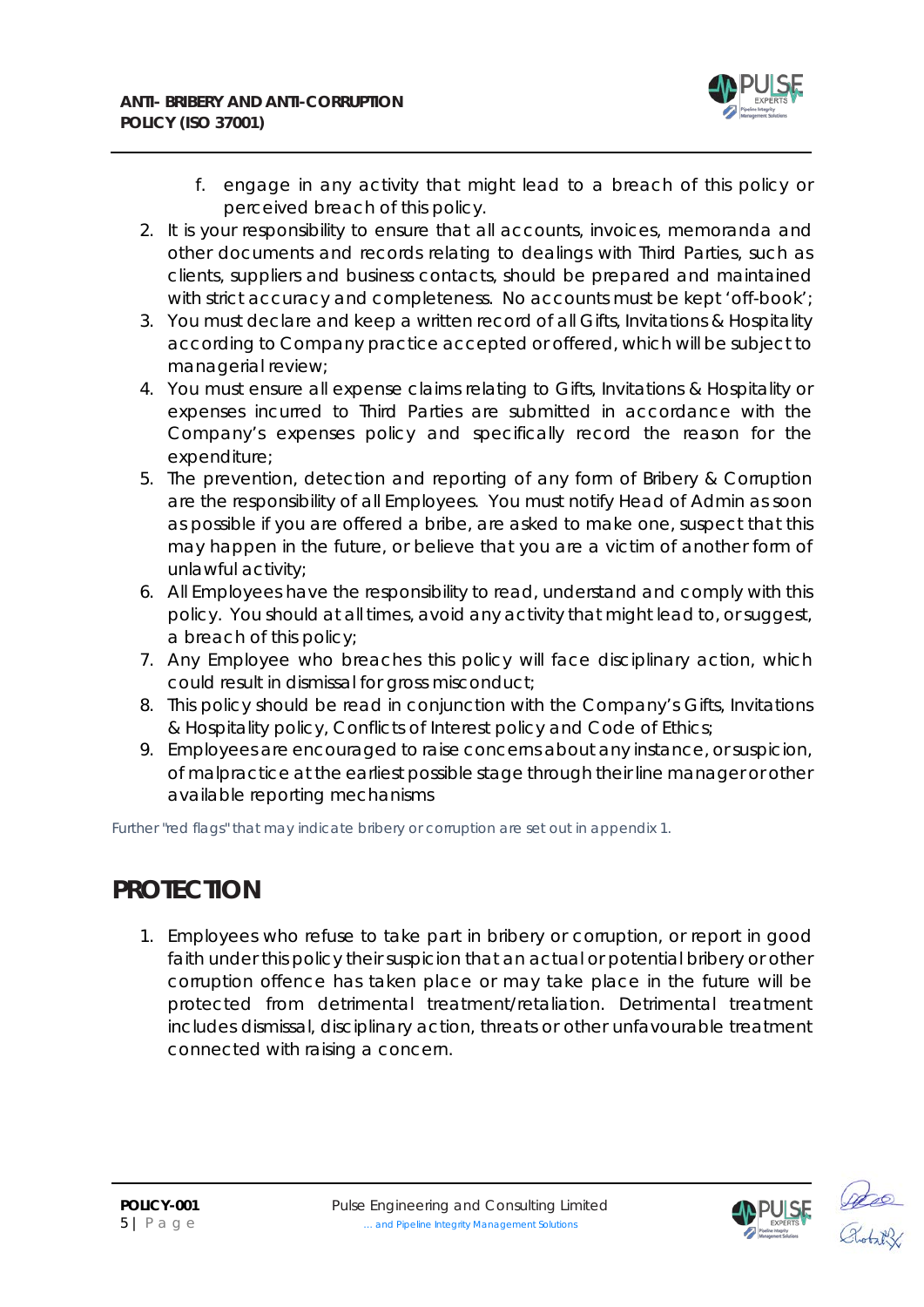f. engage in any activity that might lead to a breach of this policy or perceived breach of this policy.

2. It is your responsibility to ensure that all accounts, invoices, memoranda and other documents and records relating to dealings with Third Parties, such as clients, suppliers and business contacts, should be prepared and maintained with strict accuracy and completeness. No accounts must be kept 'off-book';
3. You must declare and keep a written record of all Gifts, Invitations & Hospitality according to Company practice accepted or offered, which will be subject to managerial review;
4. You must ensure all expense claims relating to Gifts, Invitations & Hospitality or expenses incurred to Third Parties are submitted in accordance with the Company's expenses policy and specifically record the reason for the expenditure;
5. The prevention, detection and reporting of any form of Bribery & Corruption are the responsibility of all Employees. You must notify Head of Admin as soon as possible if you are offered a bribe, are asked to make one, suspect that this may happen in the future, or believe that you are a victim of another form of unlawful activity;
6. All Employees have the responsibility to read, understand and comply with this policy. You should at all times, avoid any activity that might lead to, or suggest, a breach of this policy;
7. Any Employee who breaches this policy will face disciplinary action, which could result in dismissal for gross misconduct;
8. This policy should be read in conjunction with the Company's Gifts, Invitations & Hospitality policy, Conflicts of Interest policy and Code of Ethics;
9. Employees are encouraged to raise concerns about any instance, or suspicion, of malpractice at the earliest possible stage through their line manager or other available reporting mechanisms

Further "red flags" that may indicate bribery or corruption are set out in appendix 1.

# PROTECTION

1. Employees who refuse to take part in bribery or corruption, or report in good faith under this policy their suspicion that an actual or potential bribery or other corruption offence has taken place or may take place in the future will be protected from detrimental treatment/retaliation. Detrimental treatment includes dismissal, disciplinary action, threats or other unfavourable treatment connected with raising a concern.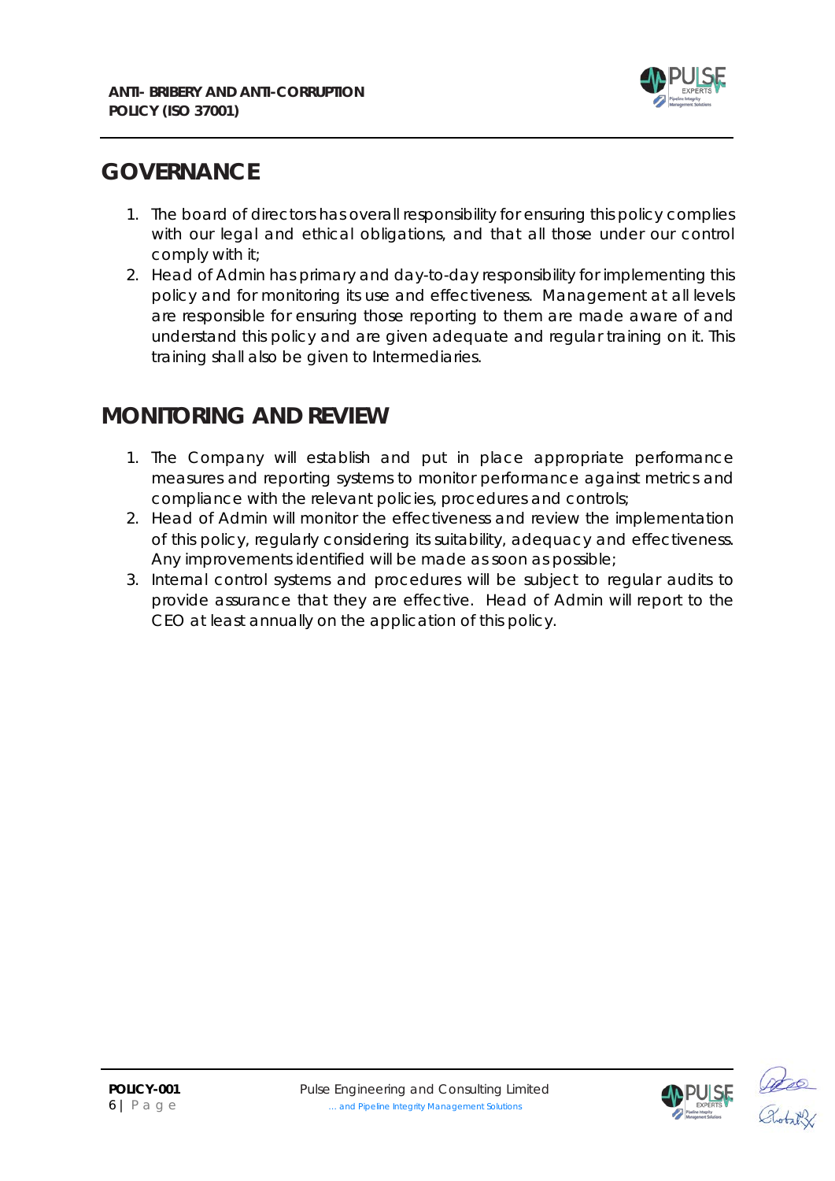## GOVERNANCE

1. The board of directors has overall responsibility for ensuring this policy complies with our legal and ethical obligations, and that all those under our control comply with it;
2. Head of Admin has primary and day-to-day responsibility for implementing this policy and for monitoring its use and effectiveness. Management at all levels are responsible for ensuring those reporting to them are made aware of and understand this policy and are given adequate and regular training on it. This training shall also be given to Intermediaries.

## MONITORING AND REVIEW

1. The Company will establish and put in place appropriate performance measures and reporting systems to monitor performance against metrics and compliance with the relevant policies, procedures and controls;
2. Head of Admin will monitor the effectiveness and review the implementation of this policy, regularly considering its suitability, adequacy and effectiveness. Any improvements identified will be made as soon as possible;
3. Internal control systems and procedures will be subject to regular audits to provide assurance that they are effective. Head of Admin will report to the CEO at least annually on the application of this policy.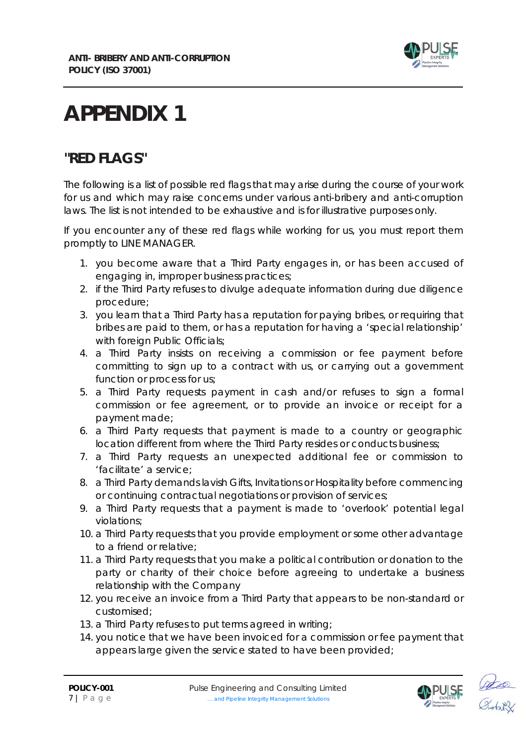# APPENDIX 1

## "RED FLAGS"

The following is a list of possible red flags that may arise during the course of your work for us and which may raise concerns under various anti-bribery and anti-corruption laws. The list is not intended to be exhaustive and is for illustrative purposes only.

If you encounter any of these red flags while working for us, you must report them promptly to LINE MANAGER.

1. you become aware that a Third Party engages in, or has been accused of engaging in, improper business practices;
2. if the Third Party refuses to divulge adequate information during due diligence procedure;
3. you learn that a Third Party has a reputation for paying bribes, or requiring that bribes are paid to them, or has a reputation for having a 'special relationship' with foreign Public Officials;
4. a Third Party insists on receiving a commission or fee payment before committing to sign up to a contract with us, or carrying out a government function or process for us;
5. a Third Party requests payment in cash and/or refuses to sign a formal commission or fee agreement, or to provide an invoice or receipt for a payment made;
6. a Third Party requests that payment is made to a country or geographic location different from where the Third Party resides or conducts business;
7. a Third Party requests an unexpected additional fee or commission to 'facilitate' a service;
8. a Third Party demands lavish Gifts, Invitations or Hospitality before commencing or continuing contractual negotiations or provision of services;
9. a Third Party requests that a payment is made to 'overlook' potential legal violations;
10. a Third Party requests that you provide employment or some other advantage to a friend or relative;
11. a Third Party requests that you make a political contribution or donation to the party or charity of their choice before agreeing to undertake a business relationship with the Company
12. you receive an invoice from a Third Party that appears to be non-standard or customised;
13. a Third Party refuses to put terms agreed in writing;
14. you notice that we have been invoiced for a commission or fee payment that appears large given the service stated to have been provided;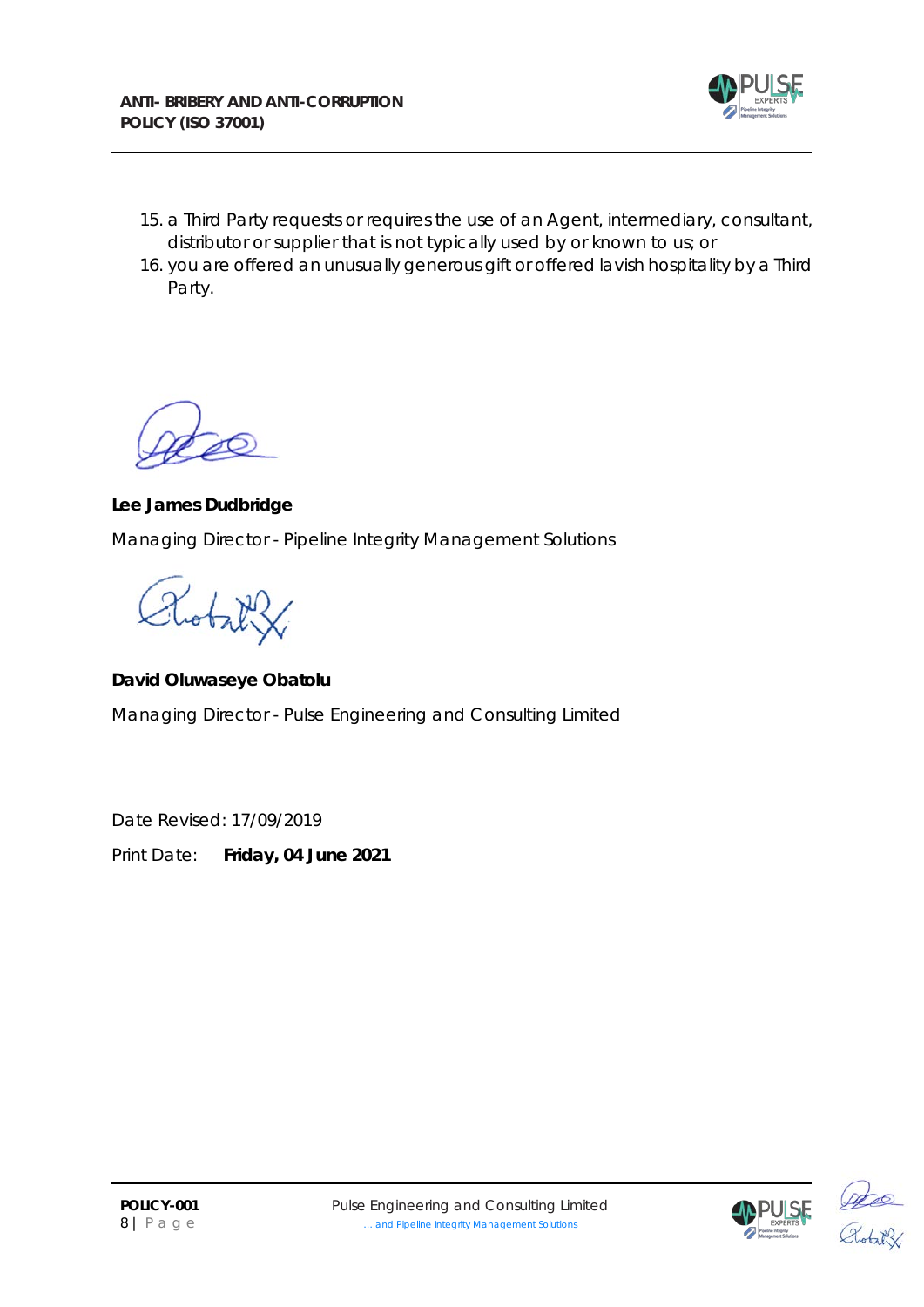15. a Third Party requests or requires the use of an Agent, intermediary, consultant, distributor or supplier that is not typically used by or known to us; or
16. you are offered an unusually generous gift or offered lavish hospitality by a Third Party.

**Lee James Dudbridge**

Managing Director - Pipeline Integrity Management Solutions

**David Oluwaseye Obatolu**

Managing Director - Pulse Engineering and Consulting Limited

Date Revised: 17/09/2019

Print Date: **Friday, 04 June 2021**